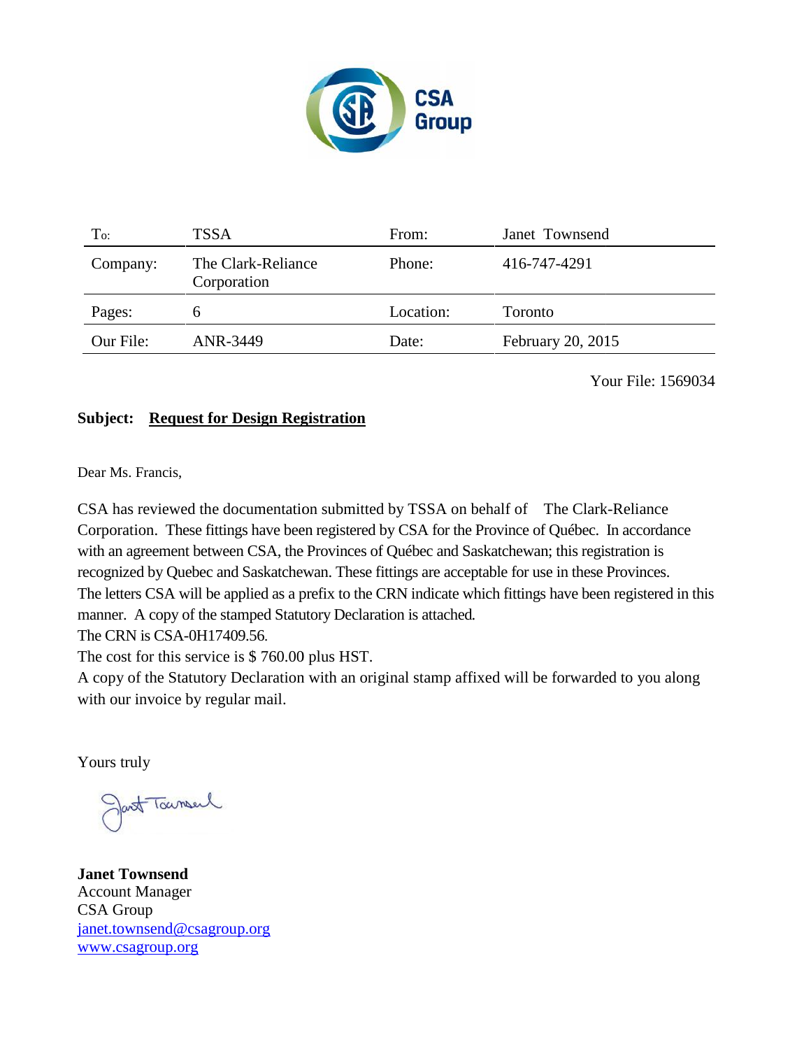CSA Group

| To: | TSSA | From: | Janet Townsend |
| --- | --- | --- | --- |
| Company: | The Clark-Reliance Corporation | Phone: | 416-747-4291 |
| Pages: | 6 | Location: | Toronto |
| Our File: | ANR-3449 | Date: | February 20, 2015 |

Your File: 1569034

**Subject: Request for Design Registration**

Dear Ms. Francis,

CSA has reviewed the documentation submitted by TSSA on behalf of The Clark-Reliance Corporation. These fittings have been registered by CSA for the Province of Québec. In accordance with an agreement between CSA, the Provinces of Québec and Saskatchewan; this registration is recognized by Quebec and Saskatchewan. These fittings are acceptable for use in these Provinces.
The letters CSA will be applied as a prefix to the CRN indicate which fittings have been registered in this manner. A copy of the stamped Statutory Declaration is attached.
The CRN is CSA-0H17409.56.
The cost for this service is $ 760.00 plus HST.
A copy of the Statutory Declaration with an original stamp affixed will be forwarded to you along with our invoice by regular mail.

Yours truly

**Janet Townsend**
Account Manager
CSA Group
janet.townsend@csagroup.org
www.csagroup.org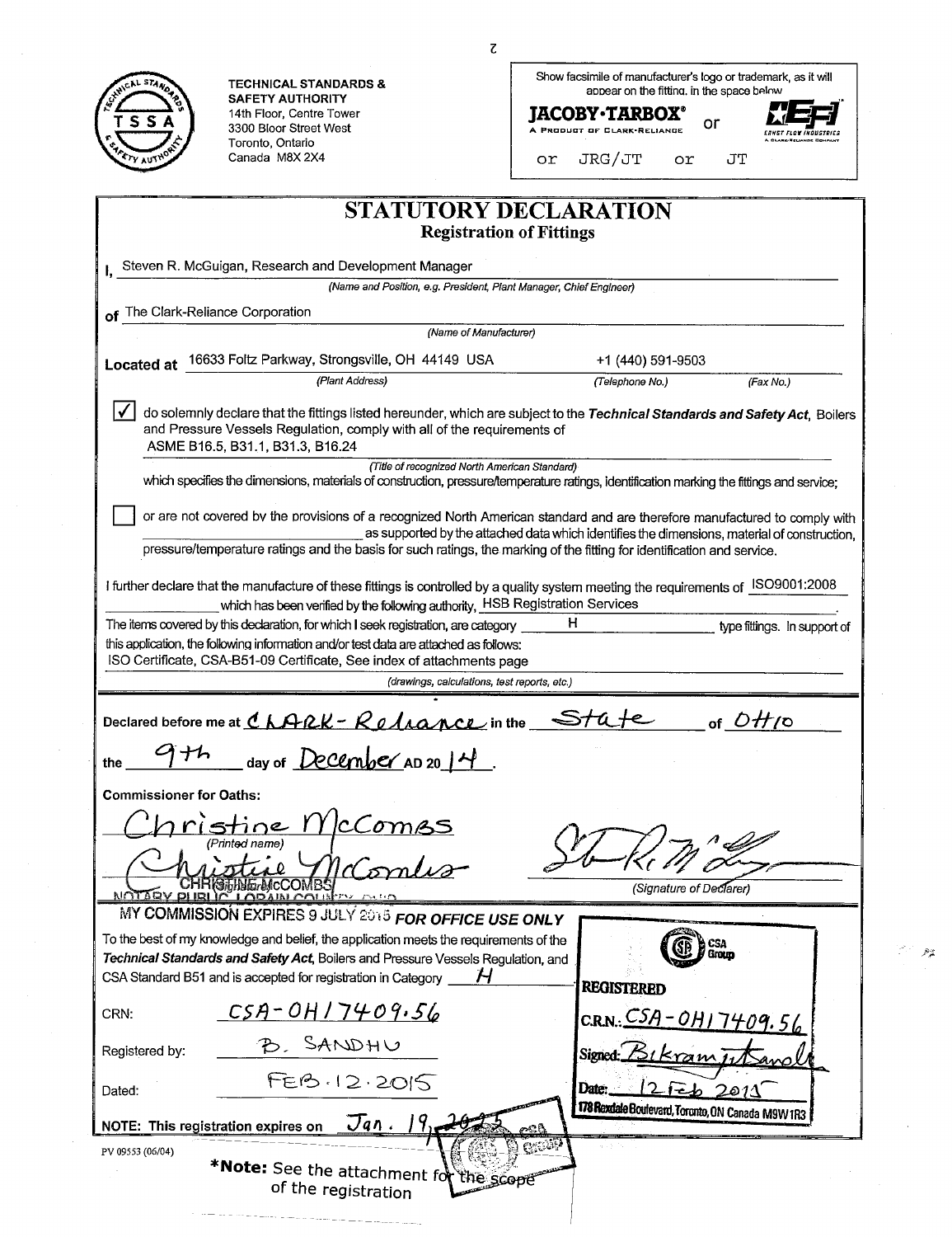TECHNICAL STANDARDS & SAFETY AUTHORITY
14th Floor, Centre Tower
3300 Bloor Street West
Toronto, Ontario
Canada M8X 2X4

Show facsimile of manufacturer's logo or trademark, as it will appear on the fitting, in the space below

JACOBY·TARBOX® A PRODUCT OF CLARK-RELIANCE or EFI ERNST FLOW INDUSTRIES A CLARK-RELIANCE COMPANY

or JRG/JT or JT

# STATUTORY DECLARATION

## Registration of Fittings

I, Steven R. McGuigan, Research and Development Manager
*(Name and Position, e.g. President, Plant Manager, Chief Engineer)*

of The Clark-Reliance Corporation
*(Name of Manufacturer)*

Located at 16633 Foltz Parkway, Strongsville, OH 44149 USA — +1 (440) 591-9503
*(Plant Address) (Telephone No.) (Fax No.)*

☑ do solemnly declare that the fittings listed hereunder, which are subject to the ***Technical Standards and Safety Act***, Boilers and Pressure Vessels Regulation, comply with all of the requirements of
ASME B16.5, B31.1, B31.3, B16.24
*(Title of recognized North American Standard)*
which specifies the dimensions, materials of construction, pressure/temperature ratings, identification marking the fittings and service;

☐ or are not covered by the provisions of a recognized North American standard and are therefore manufactured to comply with ______ as supported by the attached data which identifies the dimensions, material of construction, pressure/temperature ratings and the basis for such ratings, the marking of the fitting for identification and service.

I further declare that the manufacture of these fittings is controlled by a quality system meeting the requirements of ISO9001:2008 which has been verified by the following authority, HSB Registration Services.

The items covered by this declaration, for which I seek registration, are category H type fittings. In support of this application, the following information and/or test data are attached as follows:
ISO Certificate, CSA-B51-09 Certificate, See index of attachments page
*(drawings, calculations, test reports, etc.)*

Declared before me at Clark-Reliance in the State of Ohio

the 9th day of December AD 2014.

**Commissioner for Oaths:**

Christine McCombs
*(Printed name)*

*(Signature)* CHRISTINE McCOMBS
NOTARY PUBLIC LORAIN COUNTY, OHIO
MY COMMISSION EXPIRES 9 JULY 2015

*(Signature of Declarer)*

**FOR OFFICE USE ONLY**

To the best of my knowledge and belief, the application meets the requirements of the ***Technical Standards and Safety Act***, Boilers and Pressure Vessels Regulation, and CSA Standard B51 and is accepted for registration in Category H

CRN: CSA-OH17409.56

Registered by: B. SANDHU

Dated: FEB. 12. 2015

NOTE: This registration expires on Jan. 19, 2025

CSA Group
REGISTERED
C.R.N.: CSA-OH17409.56
Signed: Bikramjit Sandhu
Date: 12 Feb 2015
178 Rexdale Boulevard, Toronto, ON Canada M9W 1R3

PV 09553 (06/04)

***Note:** See the attachment for the scope of the registration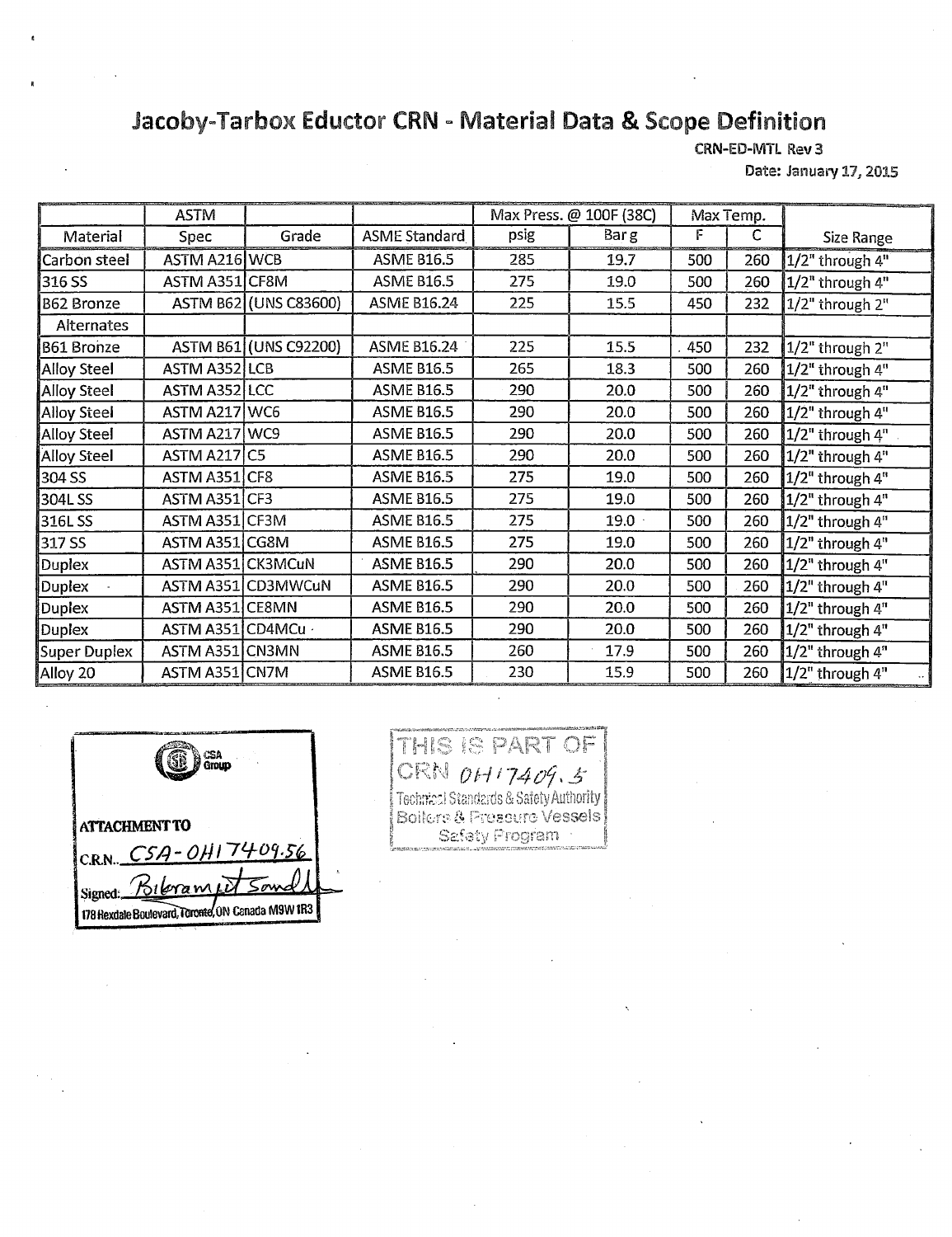# Jacoby-Tarbox Eductor CRN - Material Data & Scope Definition

CRN-ED-MTL Rev 3

Date: January 17, 2015

| | ASTM | | | Max Press. @ 100F (38C) | | Max Temp. | | |
|---|---|---|---|---|---|---|---|---|
| Material | Spec | Grade | ASME Standard | psig | Bar g | F | C | Size Range |
| Carbon steel | ASTM A216 | WCB | ASME B16.5 | 285 | 19.7 | 500 | 260 | 1/2" through 4" |
| 316 SS | ASTM A351 | CF8M | ASME B16.5 | 275 | 19.0 | 500 | 260 | 1/2" through 4" |
| B62 Bronze | ASTM B62 | (UNS C83600) | ASME B16.24 | 225 | 15.5 | 450 | 232 | 1/2" through 2" |
| Alternates | | | | | | | | |
| B61 Bronze | ASTM B61 | (UNS C92200) | ASME B16.24 | 225 | 15.5 | 450 | 232 | 1/2" through 2" |
| Alloy Steel | ASTM A352 | LCB | ASME B16.5 | 265 | 18.3 | 500 | 260 | 1/2" through 4" |
| Alloy Steel | ASTM A352 | LCC | ASME B16.5 | 290 | 20.0 | 500 | 260 | 1/2" through 4" |
| Alloy Steel | ASTM A217 | WC6 | ASME B16.5 | 290 | 20.0 | 500 | 260 | 1/2" through 4" |
| Alloy Steel | ASTM A217 | WC9 | ASME B16.5 | 290 | 20.0 | 500 | 260 | 1/2" through 4" |
| Alloy Steel | ASTM A217 | C5 | ASME B16.5 | 290 | 20.0 | 500 | 260 | 1/2" through 4" |
| 304 SS | ASTM A351 | CF8 | ASME B16.5 | 275 | 19.0 | 500 | 260 | 1/2" through 4" |
| 304L SS | ASTM A351 | CF3 | ASME B16.5 | 275 | 19.0 | 500 | 260 | 1/2" through 4" |
| 316L SS | ASTM A351 | CF3M | ASME B16.5 | 275 | 19.0 | 500 | 260 | 1/2" through 4" |
| 317 SS | ASTM A351 | CG8M | ASME B16.5 | 275 | 19.0 | 500 | 260 | 1/2" through 4" |
| Duplex | ASTM A351 | CK3MCuN | ASME B16.5 | 290 | 20.0 | 500 | 260 | 1/2" through 4" |
| Duplex | ASTM A351 | CD3MWCuN | ASME B16.5 | 290 | 20.0 | 500 | 260 | 1/2" through 4" |
| Duplex | ASTM A351 | CE8MN | ASME B16.5 | 290 | 20.0 | 500 | 260 | 1/2" through 4" |
| Duplex | ASTM A351 | CD4MCu | ASME B16.5 | 290 | 20.0 | 500 | 260 | 1/2" through 4" |
| Super Duplex | ASTM A351 | CN3MN | ASME B16.5 | 260 | 17.9 | 500 | 260 | 1/2" through 4" |
| Alloy 20 | ASTM A351 | CN7M | ASME B16.5 | 230 | 15.9 | 500 | 260 | 1/2" through 4" |

CSA Group

**ATTACHMENT TO**

C.R.N. CSA-OH17409.56

Signed: Bikramjit Sandhu

178 Rexdale Boulevard, Toronto, ON Canada M9W 1R3

THIS IS PART OF
CRN OH17409.5
Technical Standards & Safety Authority
Boilers & Pressure Vessels
Safety Program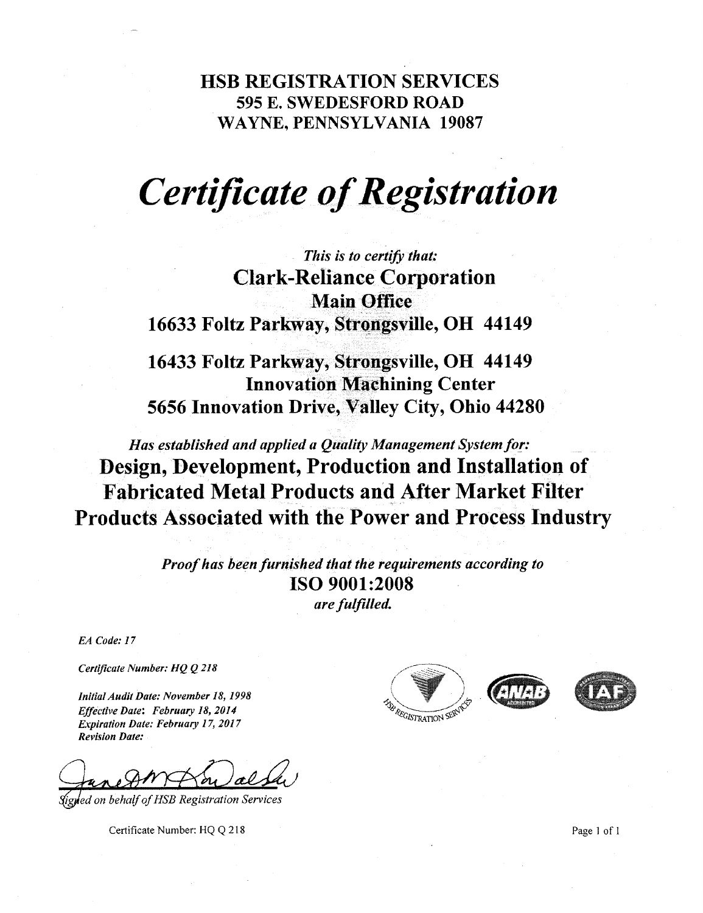**HSB REGISTRATION SERVICES**
**595 E. SWEDESFORD ROAD**
**WAYNE, PENNSYLVANIA 19087**

# *Certificate of Registration*

*This is to certify that:*

**Clark-Reliance Corporation**
**Main Office**
**16633 Foltz Parkway, Strongsville, OH 44149**

**16433 Foltz Parkway, Strongsville, OH 44149**
**Innovation Machining Center**
**5656 Innovation Drive, Valley City, Ohio 44280**

*Has established and applied a Quality Management System for:*

**Design, Development, Production and Installation of Fabricated Metal Products and After Market Filter Products Associated with the Power and Process Industry**

*Proof has been furnished that the requirements according to*
**ISO 9001:2008**
*are fulfilled.*

*EA Code: 17*

*Certificate Number: HQ Q 218*

*Initial Audit Date: November 18, 1998*
*Effective Date: February 18, 2014*
*Expiration Date: February 17, 2017*
*Revision Date:*

*Signed on behalf of HSB Registration Services*

Certificate Number: HQ Q 218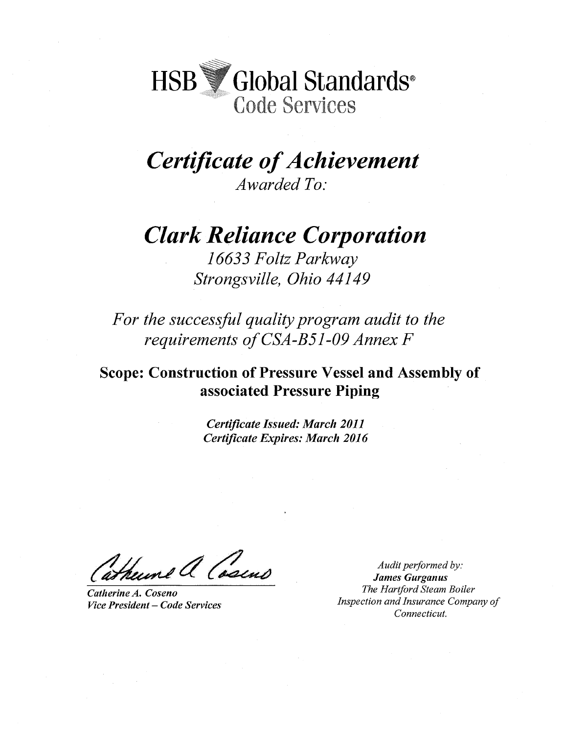# HSB Global Standards®
## Code Services

# *Certificate of Achievement*

*Awarded To:*

## *Clark Reliance Corporation*

*16633 Foltz Parkway*
*Strongsville, Ohio 44149*

*For the successful quality program audit to the requirements of CSA-B51-09 Annex F*

**Scope: Construction of Pressure Vessel and Assembly of associated Pressure Piping**

***Certificate Issued: March 2011***
***Certificate Expires: March 2016***

***Catherine A. Coseno***
***Vice President – Code Services***

*Audit performed by:*
***James Gurganus***
*The Hartford Steam Boiler Inspection and Insurance Company of Connecticut.*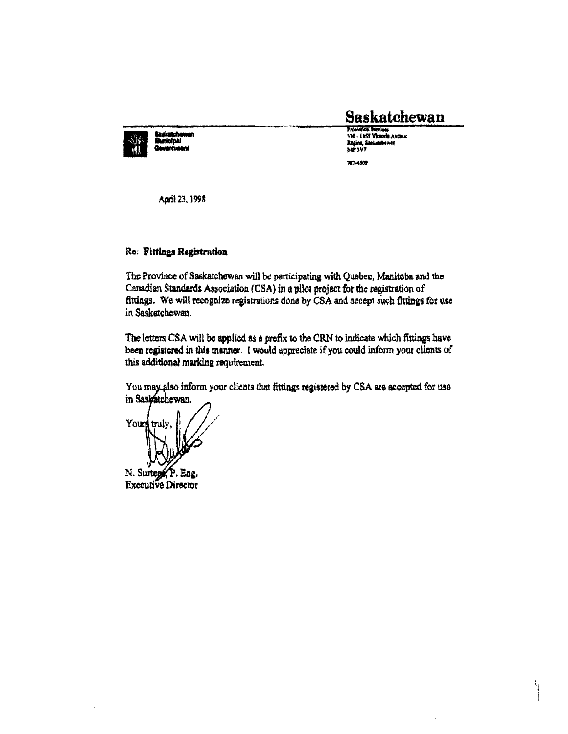Saskatchewan Municipal Government

**Saskatchewan**

Protection Services
330 - 1855 Victoria Avenue
Regina, Saskatchewan
S4P 3V7

787-4509

April 23, 1998

Re: **Fittings Registration**

The Province of Saskatchewan will be participating with Quebec, Manitoba and the Canadian Standards Association (CSA) in a pilot project for the registration of fittings. We will recognize registrations done by CSA and accept such fittings for use in Saskatchewan.

The letters CSA will be applied as a prefix to the CRN to indicate which fittings have been registered in this manner. I would appreciate if you could inform your clients of this additional marking requirement.

You may also inform your clients that fittings registered by CSA are accepted for use in Saskatchewan.

Yours truly,

N. Surtees, P. Eng.
Executive Director